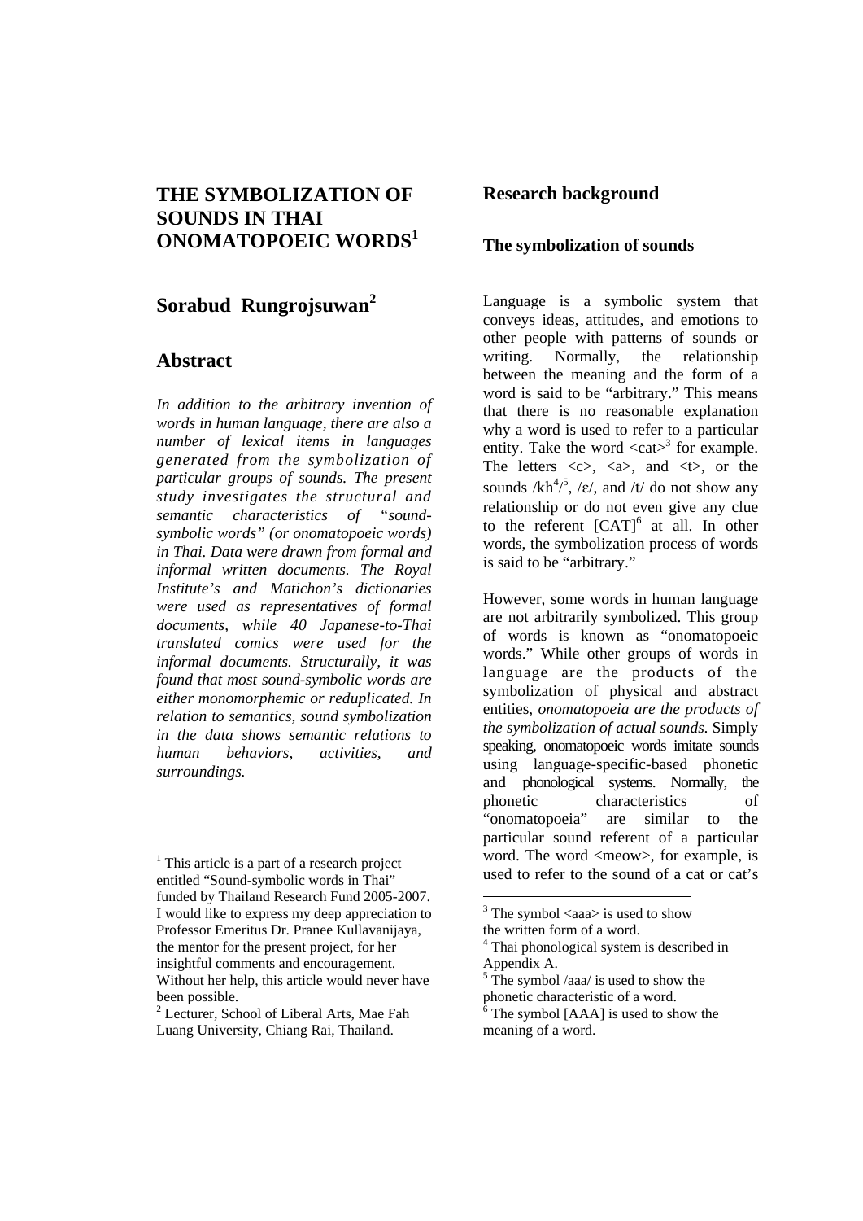# THE SYMBOLIZATION OF SOUNDS IN THAI ONOMATOPOEIC WORDS[1]

## Sorabud Rungrojsuwan[2]

## Abstract

*In addition to the arbitrary invention of words in human language, there are also a number of lexical items in languages generated from the symbolization of particular groups of sounds. The present study investigates the structural and semantic characteristics of "sound-symbolic words" (or onomatopoeic words) in Thai. Data were drawn from formal and informal written documents. The Royal Institute's and Matichon's dictionaries were used as representatives of formal documents, while 40 Japanese-to-Thai translated comics were used for the informal documents. Structurally, it was found that most sound-symbolic words are either monomorphemic or reduplicated. In relation to semantics, sound symbolization in the data shows semantic relations to human behaviors, activities, and surroundings.*

## Research background

### The symbolization of sounds

Language is a symbolic system that conveys ideas, attitudes, and emotions to other people with patterns of sounds or writing. Normally, the relationship between the meaning and the form of a word is said to be "arbitrary." This means that there is no reasonable explanation why a word is used to refer to a particular entity. Take the word <cat>[3] for example. The letters <c>, <a>, and <t>, or the sounds /kh[4]/[5], /ɛ/, and /t/ do not show any relationship or do not even give any clue to the referent [CAT][6] at all. In other words, the symbolization process of words is said to be "arbitrary."

However, some words in human language are not arbitrarily symbolized. This group of words is known as "onomatopoeic words." While other groups of words in language are the products of the symbolization of physical and abstract entities, *onomatopoeia are the products of the symbolization of actual sounds*. Simply speaking, onomatopoeic words imitate sounds using language-specific-based phonetic and phonological systems. Normally, the phonetic characteristics of "onomatopoeia" are similar to the particular sound referent of a particular word. The word <meow>, for example, is used to refer to the sound of a cat or cat's

---

[1] This article is a part of a research project entitled "Sound-symbolic words in Thai" funded by Thailand Research Fund 2005-2007. I would like to express my deep appreciation to Professor Emeritus Dr. Pranee Kullavanijaya, the mentor for the present project, for her insightful comments and encouragement. Without her help, this article would never have been possible.

[2] Lecturer, School of Liberal Arts, Mae Fah Luang University, Chiang Rai, Thailand.

[3] The symbol <aaa> is used to show the written form of a word.

[4] Thai phonological system is described in Appendix A.

[5] The symbol /aaa/ is used to show the phonetic characteristic of a word.

[6] The symbol [AAA] is used to show the meaning of a word.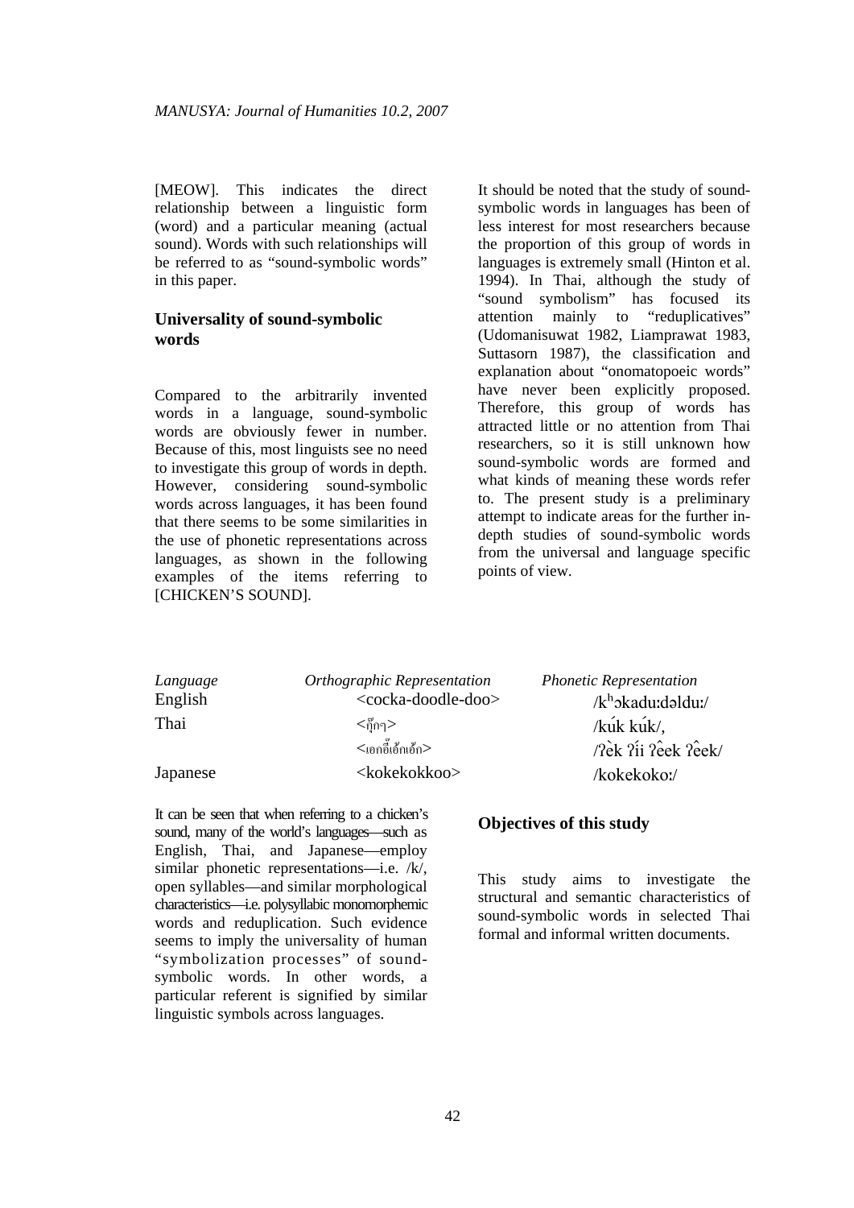[MEOW]. This indicates the direct relationship between a linguistic form (word) and a particular meaning (actual sound). Words with such relationships will be referred to as "sound-symbolic words" in this paper.

## Universality of sound-symbolic words

Compared to the arbitrarily invented words in a language, sound-symbolic words are obviously fewer in number. Because of this, most linguists see no need to investigate this group of words in depth. However, considering sound-symbolic words across languages, it has been found that there seems to be some similarities in the use of phonetic representations across languages, as shown in the following examples of the items referring to [CHICKEN'S SOUND].

It should be noted that the study of sound-symbolic words in languages has been of less interest for most researchers because the proportion of this group of words in languages is extremely small (Hinton et al. 1994). In Thai, although the study of "sound symbolism" has focused its attention mainly to "reduplicatives" (Udomanisuwat 1982, Liamprawat 1983, Suttasorn 1987), the classification and explanation about "onomatopoeic words" have never been explicitly proposed. Therefore, this group of words has attracted little or no attention from Thai researchers, so it is still unknown how sound-symbolic words are formed and what kinds of meaning these words refer to. The present study is a preliminary attempt to indicate areas for the further in-depth studies of sound-symbolic words from the universal and language specific points of view.

| *Language* | *Orthographic Representation* | *Phonetic Representation* |
|---|---|---|
| English | <cocka-doodle-doo> | /kʰɔkaduːdəlduː/ |
| Thai | <กุ๊กๆ> | /kúk kúk/, |
| | <เอกอี๊เอ้กเอ้ก> | /ʔèk ʔíi ʔêek ʔêek/ |
| Japanese | <kokekokkoo> | /kokekokoː/ |

It can be seen that when referring to a chicken's sound, many of the world's languages—such as English, Thai, and Japanese—employ similar phonetic representations—i.e. /k/, open syllables—and similar morphological characteristics—i.e. polysyllabic monomorphemic words and reduplication. Such evidence seems to imply the universality of human "symbolization processes" of sound-symbolic words. In other words, a particular referent is signified by similar linguistic symbols across languages.

## Objectives of this study

This study aims to investigate the structural and semantic characteristics of sound-symbolic words in selected Thai formal and informal written documents.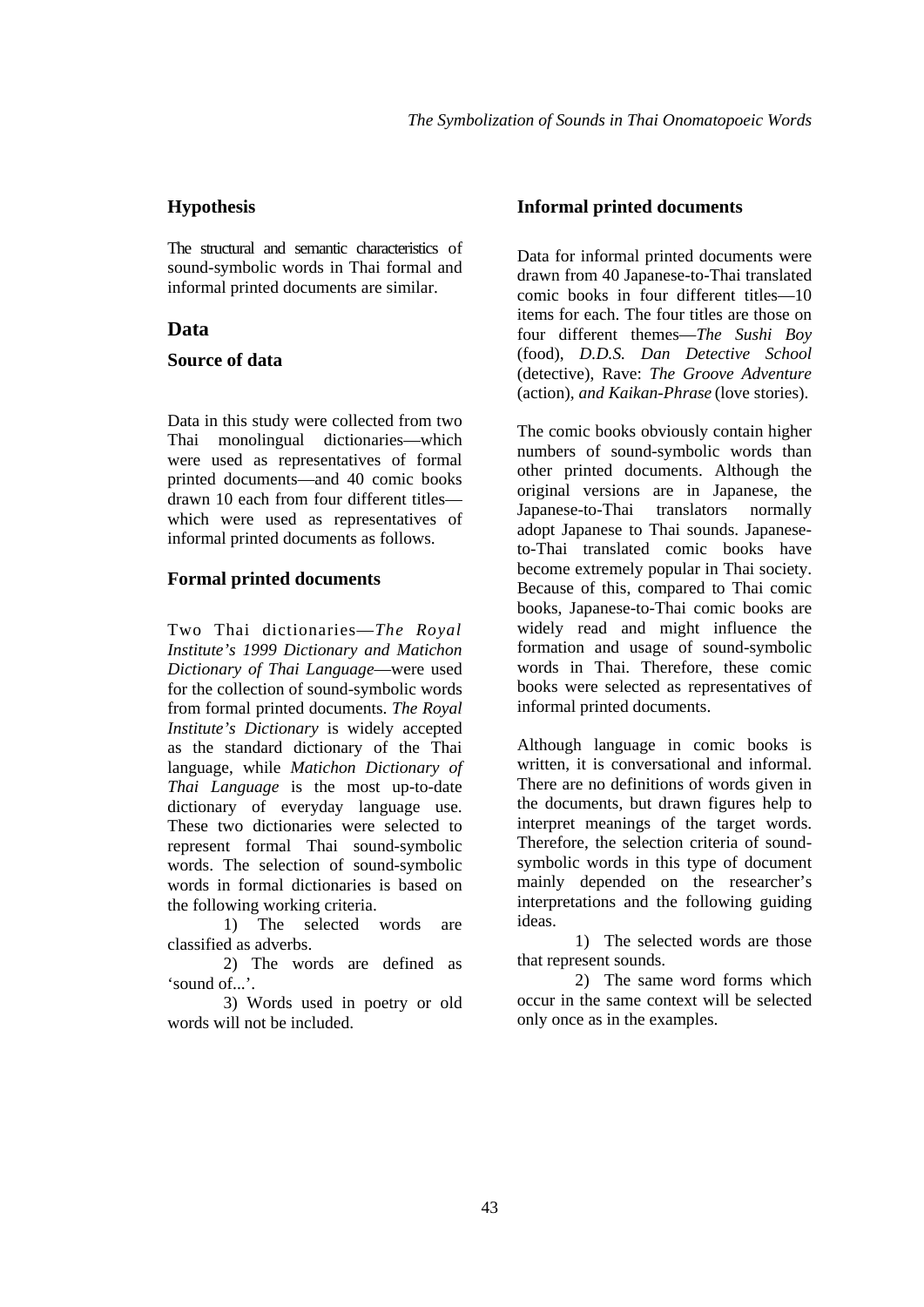## Hypothesis

The structural and semantic characteristics of sound-symbolic words in Thai formal and informal printed documents are similar.

## Data

### Source of data

Data in this study were collected from two Thai monolingual dictionaries—which were used as representatives of formal printed documents—and 40 comic books drawn 10 each from four different titles—which were used as representatives of informal printed documents as follows.

### Formal printed documents

Two Thai dictionaries—*The Royal Institute's 1999 Dictionary and Matichon Dictionary of Thai Language*—were used for the collection of sound-symbolic words from formal printed documents. *The Royal Institute's Dictionary* is widely accepted as the standard dictionary of the Thai language, while *Matichon Dictionary of Thai Language* is the most up-to-date dictionary of everyday language use. These two dictionaries were selected to represent formal Thai sound-symbolic words. The selection of sound-symbolic words in formal dictionaries is based on the following working criteria.

1) The selected words are classified as adverbs.

2) The words are defined as 'sound of...'.

3) Words used in poetry or old words will not be included.

### Informal printed documents

Data for informal printed documents were drawn from 40 Japanese-to-Thai translated comic books in four different titles—10 items for each. The four titles are those on four different themes—*The Sushi Boy* (food), *D.D.S. Dan Detective School* (detective), Rave: *The Groove Adventure* (action), *and Kaikan-Phrase* (love stories).

The comic books obviously contain higher numbers of sound-symbolic words than other printed documents. Although the original versions are in Japanese, the Japanese-to-Thai translators normally adopt Japanese to Thai sounds. Japanese-to-Thai translated comic books have become extremely popular in Thai society. Because of this, compared to Thai comic books, Japanese-to-Thai comic books are widely read and might influence the formation and usage of sound-symbolic words in Thai. Therefore, these comic books were selected as representatives of informal printed documents.

Although language in comic books is written, it is conversational and informal. There are no definitions of words given in the documents, but drawn figures help to interpret meanings of the target words. Therefore, the selection criteria of sound-symbolic words in this type of document mainly depended on the researcher's interpretations and the following guiding ideas.

1) The selected words are those that represent sounds.

2) The same word forms which occur in the same context will be selected only once as in the examples.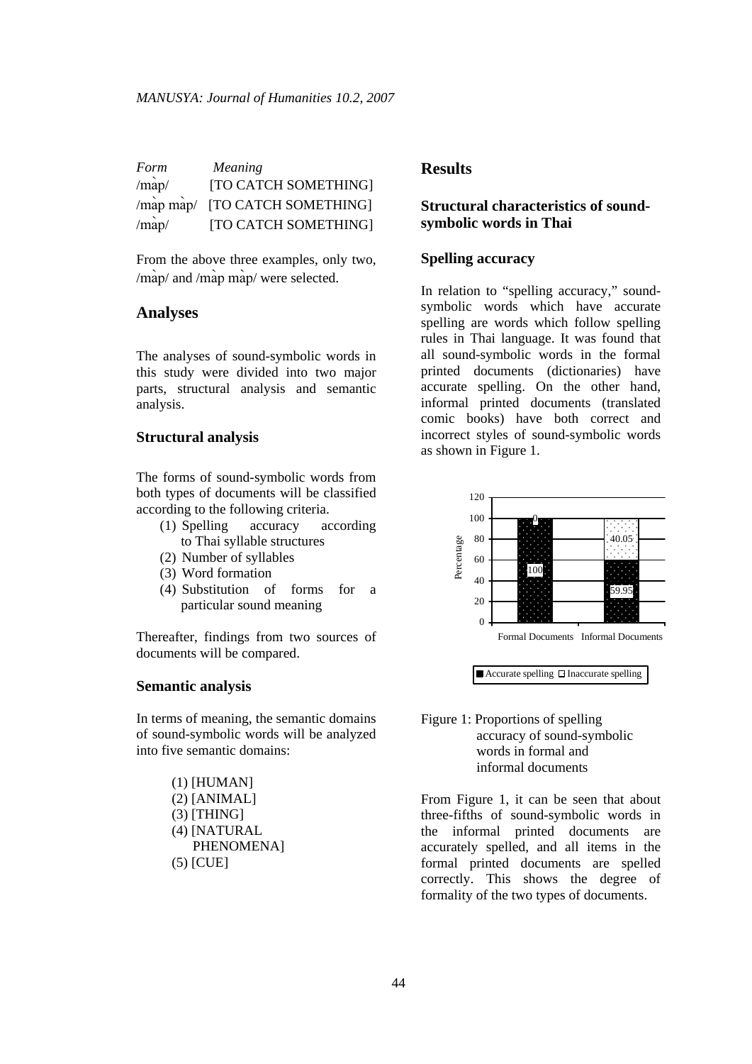| *Form* | *Meaning* |
|---|---|
| /màp/ | [TO CATCH SOMETHING] |
| /màp màp/ | [TO CATCH SOMETHING] |
| /màp/ | [TO CATCH SOMETHING] |

From the above three examples, only two, /màp/ and /màp màp/ were selected.

## Analyses

The analyses of sound-symbolic words in this study were divided into two major parts, structural analysis and semantic analysis.

### Structural analysis

The forms of sound-symbolic words from both types of documents will be classified according to the following criteria.

(1) Spelling accuracy according to Thai syllable structures
(2) Number of syllables
(3) Word formation
(4) Substitution of forms for a particular sound meaning

Thereafter, findings from two sources of documents will be compared.

### Semantic analysis

In terms of meaning, the semantic domains of sound-symbolic words will be analyzed into five semantic domains:

(1) [HUMAN]
(2) [ANIMAL]
(3) [THING]
(4) [NATURAL PHENOMENA]
(5) [CUE]

## Results

### Structural characteristics of sound-symbolic words in Thai

### Spelling accuracy

In relation to "spelling accuracy," sound-symbolic words which have accurate spelling are words which follow spelling rules in Thai language. It was found that all sound-symbolic words in the formal printed documents (dictionaries) have accurate spelling. On the other hand, informal printed documents (translated comic books) have both correct and incorrect styles of sound-symbolic words as shown in Figure 1.

| | Formal Documents | Informal Documents |
|---|---|---|
| Accurate spelling (%) | 100 | 59.95 |
| Inaccurate spelling (%) | 0 | 40.05 |

Figure 1: Proportions of spelling accuracy of sound-symbolic words in formal and informal documents

From Figure 1, it can be seen that about three-fifths of sound-symbolic words in the informal printed documents are accurately spelled, and all items in the formal printed documents are spelled correctly. This shows the degree of formality of the two types of documents.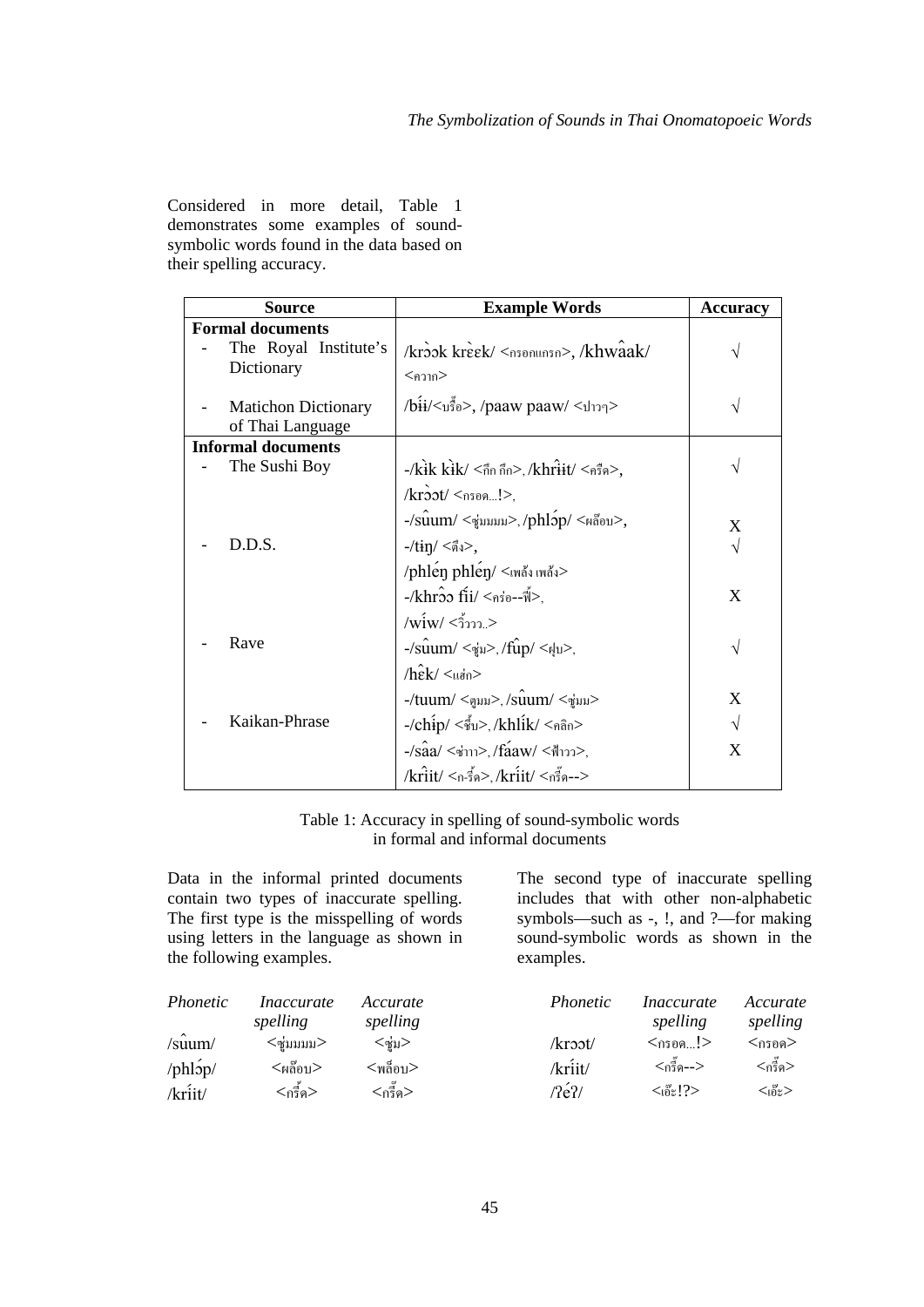Considered in more detail, Table 1 demonstrates some examples of sound-symbolic words found in the data based on their spelling accuracy.

| Source | Example Words | Accuracy |
|---|---|---|
| **Formal documents** | | |
| - The Royal Institute's Dictionary | /krɔ̀ɔk krɛ̀ɛk/ <กรอกแกรก>, /khwâak/ <ควาก> | √ |
| - Matichon Dictionary of Thai Language | /bɨ́ɨ/<บรื๋อ>, /paaw paaw/ <ปาวๆ> | √ |
| **Informal documents** | | |
| - The Sushi Boy | -/kìk kìk/ <กึก กึก>, /khrɨ̂ɨt/ <ครืด>, /krɔ̀ɔt/ <กรอด...!>, | √ |
| | -/sûum/ <ซู่มมมม>, /phlɔ́p/ <ผล็อบ>, | X |
| - D.D.S. | -/tiŋ/ <ติ๋ง>, /phléŋ phléŋ/ <เพล้ง เพล้ง> | √ |
| | -/khrɔ̂ɔ fíi/ <คร่อ--ฟี้>, /wíw/ <วิ้ววว..> | X |
| - Rave | -/sûum/ <ซู่ม>, /fûp/ <ฟุ่บ>, /hɛ̂k/ <แฮ่ก> | √ |
| | -/tuum/ <ตูมม>, /sûum/ <ซู่มม> | X |
| - Kaikan-Phrase | -/chíp/ <ชิ้บ>, /khlík/ <คลิก> | √ |
| | -/sâa/ <ซ่าาา>, /fáaw/ <ฟ้าวว>, /krîit/ <ก-รี๊ด>, /kríit/ <กรี๊ด--> | X |

Table 1: Accuracy in spelling of sound-symbolic words in formal and informal documents

Data in the informal printed documents contain two types of inaccurate spelling. The first type is the misspelling of words using letters in the language as shown in the following examples.

| *Phonetic* | *Inaccurate spelling* | *Accurate spelling* |
|---|---|---|
| /sûum/ | <ซู่มมมม> | <ซู่ม> |
| /phlɔ́p/ | <ผล็อบ> | <พล็อบ> |
| /kríit/ | <กรี๋ด> | <กรี๊ด> |

The second type of inaccurate spelling includes that with other non-alphabetic symbols—such as -, !, and ?—for making sound-symbolic words as shown in the examples.

| *Phonetic* | *Inaccurate spelling* | *Accurate spelling* |
|---|---|---|
| /krɔɔt/ | <กรอด...!> | <กรอด> |
| /kríit/ | <กรี๊ด--> | <กรี๊ด> |
| /ʔéʔ/ | <เอ๊ะ!?> | <เอ๊ะ> |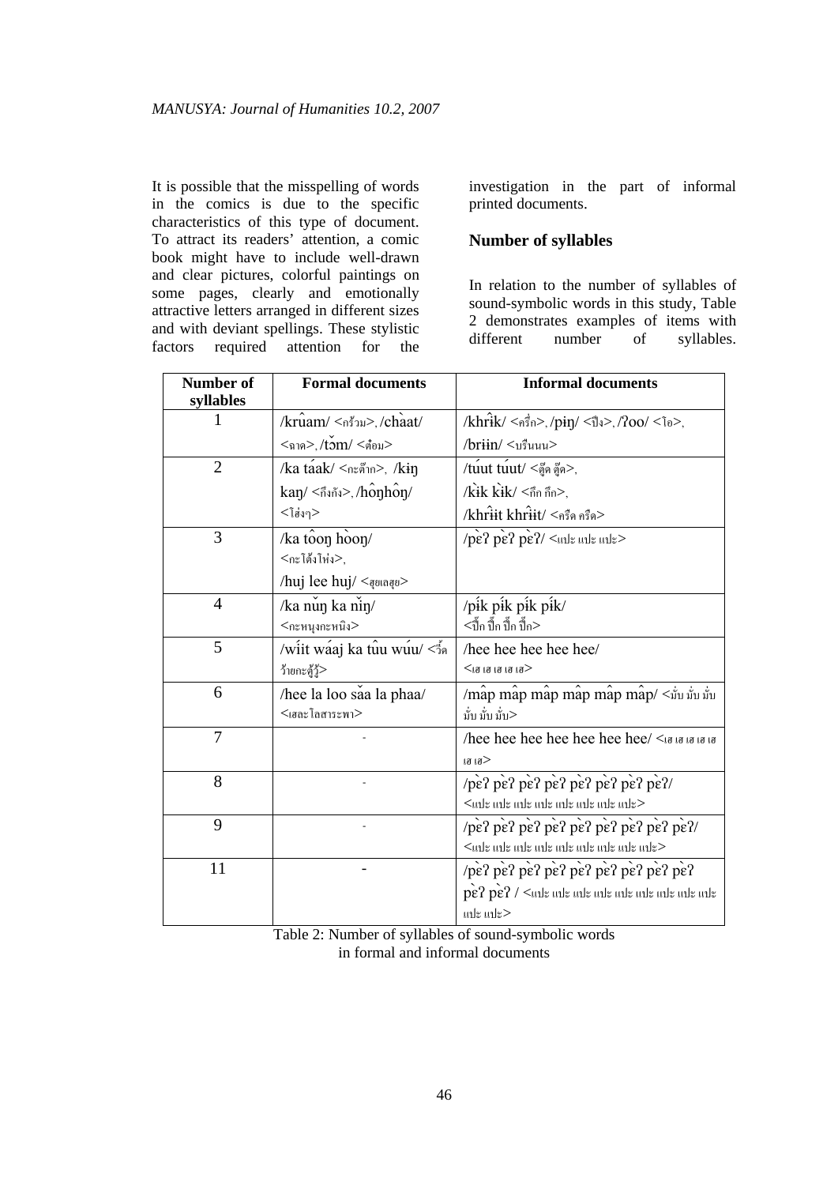It is possible that the misspelling of words in the comics is due to the specific characteristics of this type of document. To attract its readers' attention, a comic book might have to include well-drawn and clear pictures, colorful paintings on some pages, clearly and emotionally attractive letters arranged in different sizes and with deviant spellings. These stylistic factors required attention for the investigation in the part of informal printed documents.

## Number of syllables

In relation to the number of syllables of sound-symbolic words in this study, Table 2 demonstrates examples of items with different number of syllables.

| Number of syllables | Formal documents | Informal documents |
|---|---|---|
| 1 | /kruam/ <กร้วม>, /chaat/ <ฉาด>, /tɔ̌m/ <ต๋อม> | /khrɨ̂k/ <ครึ่ก>, /pɨŋ/ <ปึง>, /ʔoo/ <โอ>, /brɨɨn/ <บรึนนน> |
| 2 | /ka táak/ <กะต๊าก>, /kiŋ kaŋ/ <กึงกัง>, /hôŋhôŋ/ <โฮ่งๆ> | /túut túut/ <ตู๊ด ตู๊ด>, /kɨ̀k kɨ̀k/ <กึก กึก>, /khrɨ̂ɨt khrɨ̂ɨt/ <ครืด ครืด> |
| 3 | /ka tôoŋ hòoŋ/ <กะโต้งโห่ง>, /huj lee huj/ <สุยเลสุย> | /pɛ̀ʔ pɛ̀ʔ pɛ̀ʔ/ <แปะ แปะ แปะ> |
| 4 | /ka nǔŋ ka nǐŋ/ <กะหนุงกะหนิง> | /pík pík pík pík/ <ปิ๊ก ปิ๊ก ปิ๊ก ปิ๊ก> |
| 5 | /wíit wáaj ka tûu wúu/ <วี๊ดว้ายกะตู้วู้> | /hee hee hee hee hee/ <เฮ เฮ เฮ เฮ เฮ> |
| 6 | /hee la loo sǎa la phaa/ <เฮละโลสาระพา> | /mâp mâp mâp mâp mâp mâp/ <มั่บ มั่บ มั่บ มั่บ มั่บ มั่บ> |
| 7 | - | /hee hee hee hee hee hee hee/ <เฮ เฮ เฮ เฮ เฮ เฮ เฮ> |
| 8 | - | /pɛ̀ʔ pɛ̀ʔ pɛ̀ʔ pɛ̀ʔ pɛ̀ʔ pɛ̀ʔ pɛ̀ʔ pɛ̀ʔ/ <แปะ แปะ แปะ แปะ แปะ แปะ แปะ แปะ> |
| 9 | - | /pɛ̀ʔ pɛ̀ʔ pɛ̀ʔ pɛ̀ʔ pɛ̀ʔ pɛ̀ʔ pɛ̀ʔ pɛ̀ʔ pɛ̀ʔ/ <แปะ แปะ แปะ แปะ แปะ แปะ แปะ แปะ แปะ> |
| 11 | - | /pɛ̀ʔ pɛ̀ʔ pɛ̀ʔ pɛ̀ʔ pɛ̀ʔ pɛ̀ʔ pɛ̀ʔ pɛ̀ʔ pɛ̀ʔ pɛ̀ʔ pɛ̀ʔ / <แปะ แปะ แปะ แปะ แปะ แปะ แปะ แปะ แปะ แปะ แปะ> |

Table 2: Number of syllables of sound-symbolic words in formal and informal documents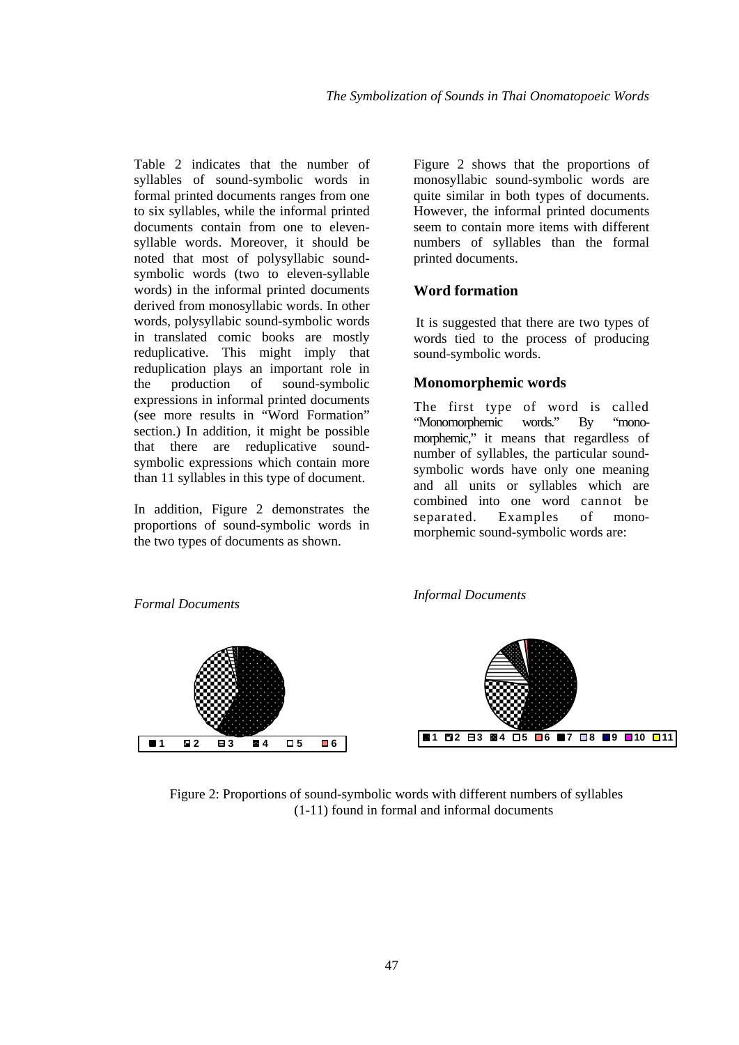Table 2 indicates that the number of syllables of sound-symbolic words in formal printed documents ranges from one to six syllables, while the informal printed documents contain from one to eleven-syllable words. Moreover, it should be noted that most of polysyllabic sound-symbolic words (two to eleven-syllable words) in the informal printed documents derived from monosyllabic words. In other words, polysyllabic sound-symbolic words in translated comic books are mostly reduplicative. This might imply that reduplication plays an important role in the production of sound-symbolic expressions in informal printed documents (see more results in "Word Formation" section.) In addition, it might be possible that there are reduplicative sound-symbolic expressions which contain more than 11 syllables in this type of document.

In addition, Figure 2 demonstrates the proportions of sound-symbolic words in the two types of documents as shown.

Figure 2 shows that the proportions of monosyllabic sound-symbolic words are quite similar in both types of documents. However, the informal printed documents seem to contain more items with different numbers of syllables than the formal printed documents.

## Word formation

It is suggested that there are two types of words tied to the process of producing sound-symbolic words.

### Monomorphemic words

The first type of word is called "Monomorphemic words." By "mono-morphemic," it means that regardless of number of syllables, the particular sound-symbolic words have only one meaning and all units or syllables which are combined into one word cannot be separated. Examples of mono-morphemic sound-symbolic words are:

*Formal Documents*

1 2 3 4 5 6

*Informal Documents*

1 2 3 4 5 6 7 8 9 10 11

Figure 2: Proportions of sound-symbolic words with different numbers of syllables (1-11) found in formal and informal documents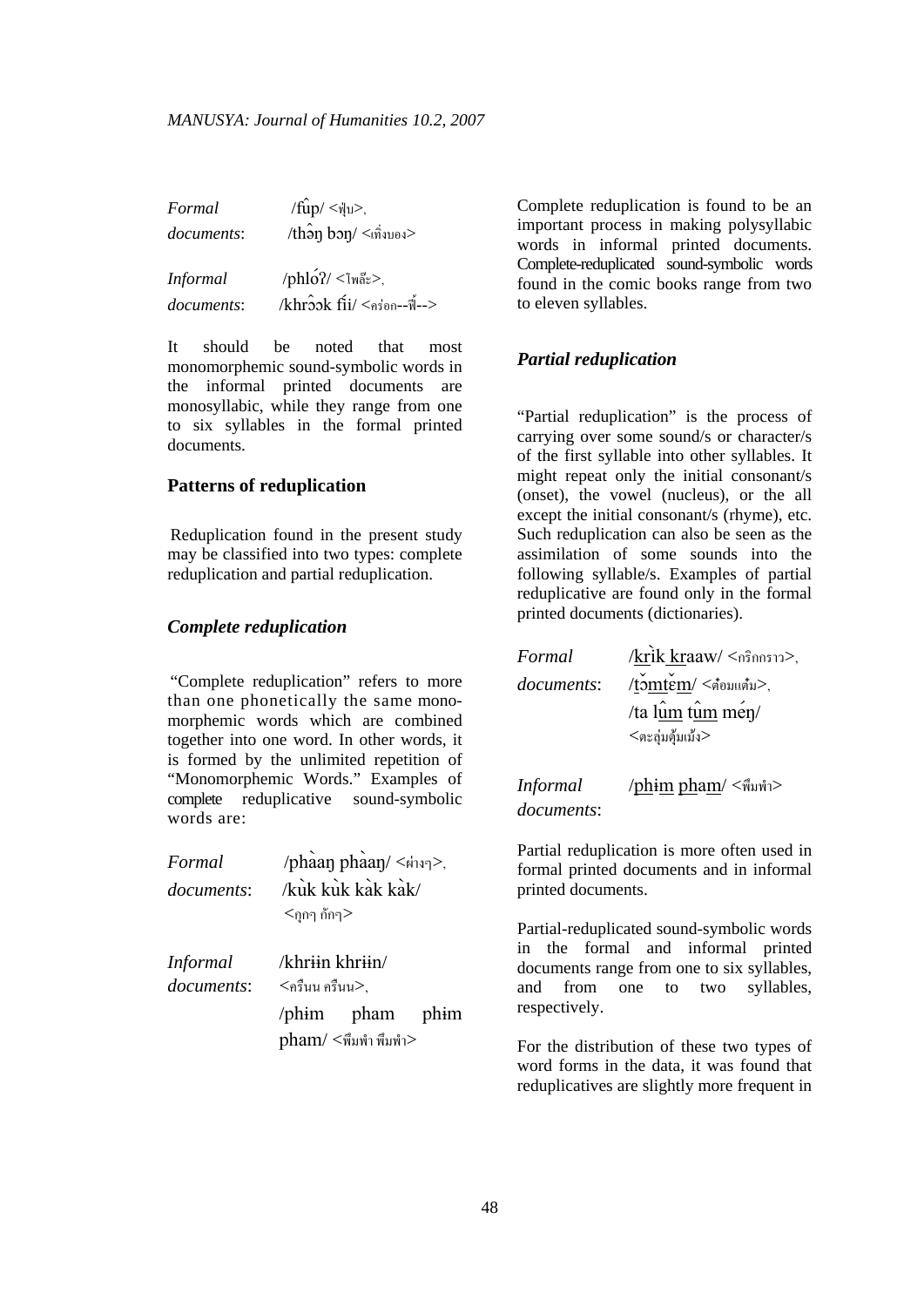*Formal documents*: /fûp/ <ฟุ่บ>, /thə̂ŋ bɔŋ/ <เทิ่งบอง>

*Informal documents*: /phló/ʔ/ <โพล๊ะ>, /khrɔ̂ɔk fíi/ <คร่อก--ฟี้-->

It should be noted that most monomorphemic sound-symbolic words in the informal printed documents are monosyllabic, while they range from one to six syllables in the formal printed documents.

## Patterns of reduplication

Reduplication found in the present study may be classified into two types: complete reduplication and partial reduplication.

### *Complete reduplication*

"Complete reduplication" refers to more than one phonetically the same mono-morphemic words which are combined together into one word. In other words, it is formed by the unlimited repetition of "Monomorphemic Words." Examples of complete reduplicative sound-symbolic words are:

*Formal documents*: /phàaŋ phàaŋ/ <ผ่างๆ>, /kùk kùk kàk kàk/ <กุกๆ กักๆ>

*Informal documents*: /khrɨɨn khrɨɨn/ <ครืนน ครืนน>, /phɨm pham phɨm pham/ <พึมพำ พึมพำ>

Complete reduplication is found to be an important process in making polysyllabic words in informal printed documents. Complete-reduplicated sound-symbolic words found in the comic books range from two to eleven syllables.

### *Partial reduplication*

"Partial reduplication" is the process of carrying over some sound/s or character/s of the first syllable into other syllables. It might repeat only the initial consonant/s (onset), the vowel (nucleus), or the all except the initial consonant/s (rhyme), etc. Such reduplication can also be seen as the assimilation of some sounds into the following syllable/s. Examples of partial reduplicative are found only in the formal printed documents (dictionaries).

*Formal documents*: /k̲r̲ìk k̲r̲aaw/ <กริกกราว>, /t̲ɔ̌m̲t̲ɛ̌m̲/ <ต๋อมแต๋ม>, /ta l̲ûm̲ t̲ûm̲ mɛ́ŋ/ <ตะลุ่มตุ้มเม้ง>

*Informal documents*: /p̲h̲ɨ̲m̲ p̲h̲a̲m̲/ <พึมพำ>

Partial reduplication is more often used in formal printed documents and in informal printed documents.

Partial-reduplicated sound-symbolic words in the formal and informal printed documents range from one to six syllables, and from one to two syllables, respectively.

For the distribution of these two types of word forms in the data, it was found that reduplicatives are slightly more frequent in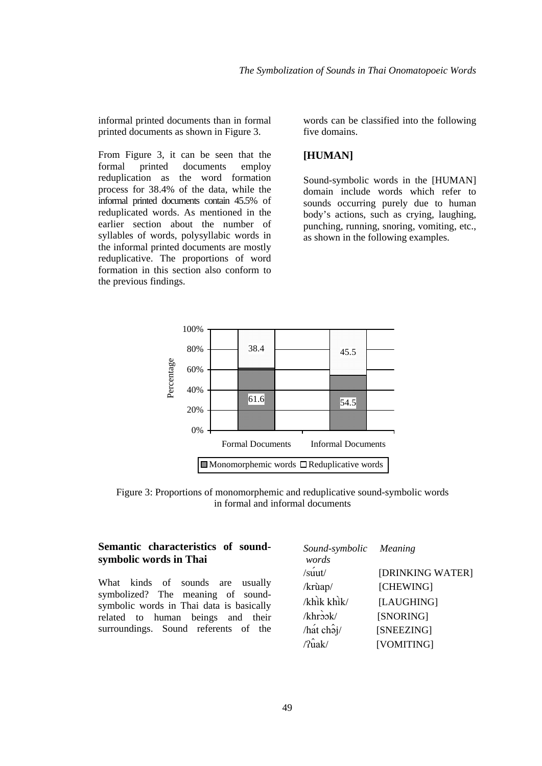informal printed documents than in formal printed documents as shown in Figure 3.

From Figure 3, it can be seen that the formal printed documents employ reduplication as the word formation process for 38.4% of the data, while the informal printed documents contain 45.5% of reduplicated words. As mentioned in the earlier section about the number of syllables of words, polysyllabic words in the informal printed documents are mostly reduplicative. The proportions of word formation in this section also conform to the previous findings.

| | Formal Documents | Informal Documents |
|---|---|---|
| Monomorphemic words | 61.6 | 54.5 |
| Reduplicative words | 38.4 | 45.5 |

Figure 3: Proportions of monomorphemic and reduplicative sound-symbolic words in formal and informal documents

## Semantic characteristics of sound-symbolic words in Thai

What kinds of sounds are usually symbolized? The meaning of sound-symbolic words in Thai data is basically related to human beings and their surroundings. Sound referents of the words can be classified into the following five domains.

### [HUMAN]

Sound-symbolic words in the [HUMAN] domain include words which refer to sounds occurring purely due to human body's actions, such as crying, laughing, punching, running, snoring, vomiting, etc., as shown in the following examples.

| *Sound-symbolic words* | *Meaning* |
|---|---|
| /súut/ | [DRINKING WATER] |
| /krùap/ | [CHEWING] |
| /khìk khìk/ | [LAUGHING] |
| /khrɔ̀ɔk/ | [SNORING] |
| /hát chə̂j/ | [SNEEZING] |
| /ʔûak/ | [VOMITING] |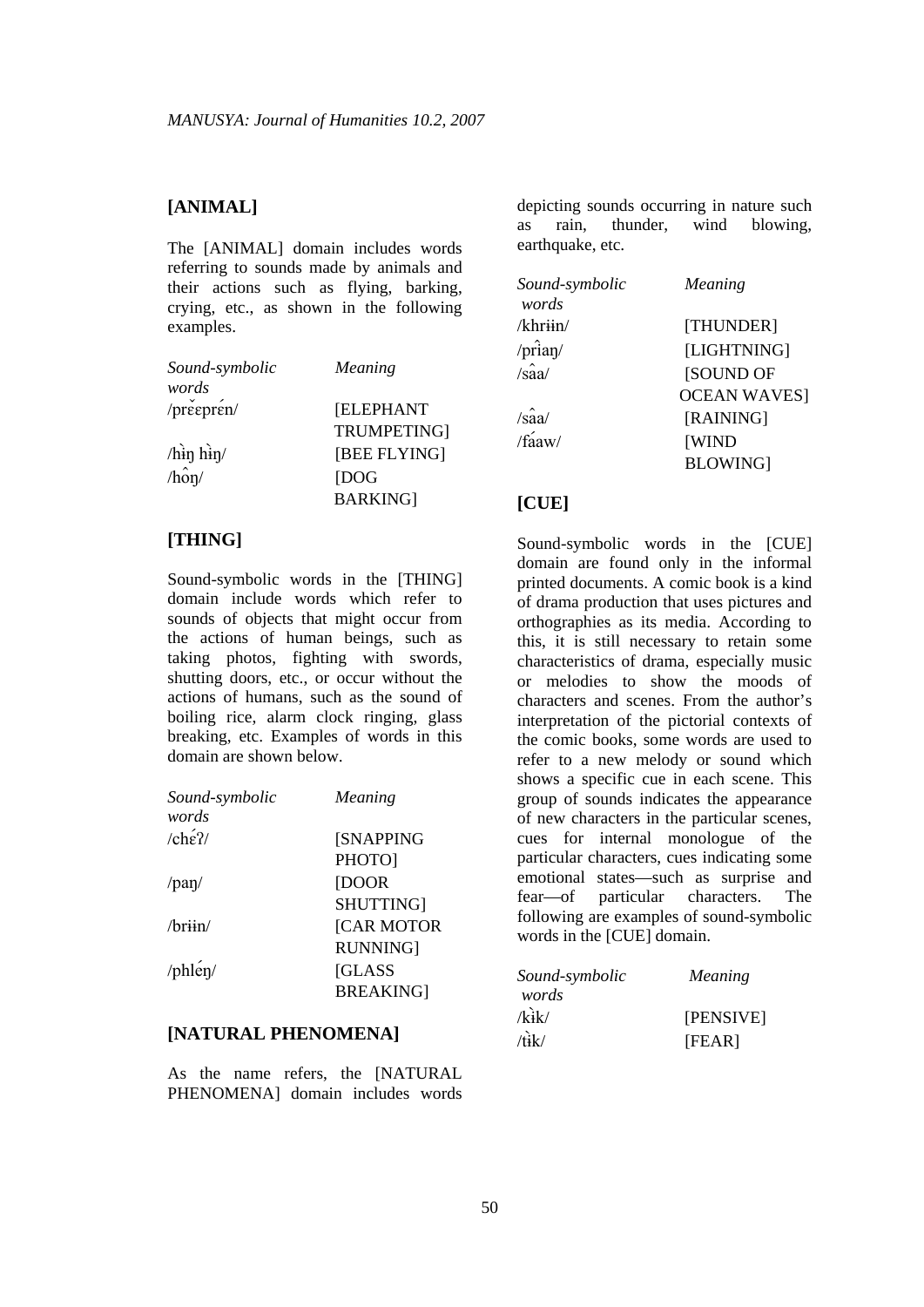## [ANIMAL]

The [ANIMAL] domain includes words referring to sounds made by animals and their actions such as flying, barking, crying, etc., as shown in the following examples.

| *Sound-symbolic words* | *Meaning* |
|---|---|
| /prɛ̌ɛprɛ́n/ | [ELEPHANT TRUMPETING] |
| /hɨ̀ŋ hɨ̀ŋ/ | [BEE FLYING] |
| /hɔ̂ŋ/ | [DOG BARKING] |

## [THING]

Sound-symbolic words in the [THING] domain include words which refer to sounds of objects that might occur from the actions of human beings, such as taking photos, fighting with swords, shutting doors, etc., or occur without the actions of humans, such as the sound of boiling rice, alarm clock ringing, glass breaking, etc. Examples of words in this domain are shown below.

| *Sound-symbolic words* | *Meaning* |
|---|---|
| /chɛ́ʔ/ | [SNAPPING PHOTO] |
| /paŋ/ | [DOOR SHUTTING] |
| /brɨɨn/ | [CAR MOTOR RUNNING] |
| /phlɛ́ŋ/ | [GLASS BREAKING] |

## [NATURAL PHENOMENA]

As the name refers, the [NATURAL PHENOMENA] domain includes words depicting sounds occurring in nature such as rain, thunder, wind blowing, earthquake, etc.

| *Sound-symbolic words* | *Meaning* |
|---|---|
| /khrɨɨn/ | [THUNDER] |
| /prîaŋ/ | [LIGHTNING] |
| /sâa/ | [SOUND OF OCEAN WAVES] |
| /sâa/ | [RAINING] |
| /fáaw/ | [WIND BLOWING] |

## [CUE]

Sound-symbolic words in the [CUE] domain are found only in the informal printed documents. A comic book is a kind of drama production that uses pictures and orthographies as its media. According to this, it is still necessary to retain some characteristics of drama, especially music or melodies to show the moods of characters and scenes. From the author's interpretation of the pictorial contexts of the comic books, some words are used to refer to a new melody or sound which shows a specific cue in each scene. This group of sounds indicates the appearance of new characters in the particular scenes, cues for internal monologue of the particular characters, cues indicating some emotional states—such as surprise and fear—of particular characters. The following are examples of sound-symbolic words in the [CUE] domain.

| *Sound-symbolic words* | *Meaning* |
|---|---|
| /kɨ̀k/ | [PENSIVE] |
| /tɨ̀k/ | [FEAR] |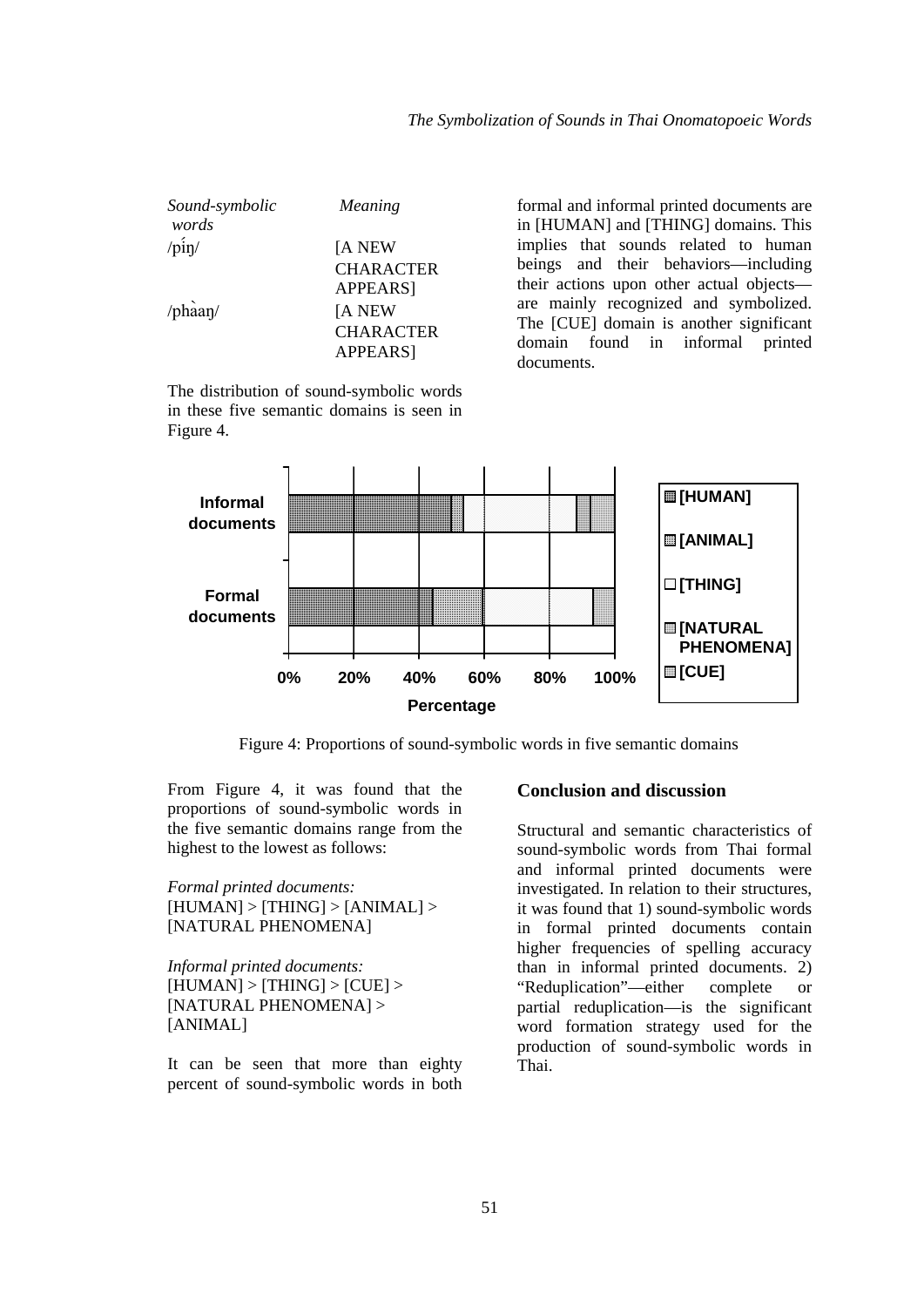| *Sound-symbolic words* | *Meaning* |
| --- | --- |
| /píŋ/ | [A NEW CHARACTER APPEARS] |
| /phàaŋ/ | [A NEW CHARACTER APPEARS] |

The distribution of sound-symbolic words in these five semantic domains is seen in Figure 4.

Figure 4: Proportions of sound-symbolic words in five semantic domains

From Figure 4, it was found that the proportions of sound-symbolic words in the five semantic domains range from the highest to the lowest as follows:

*Formal printed documents:*
[HUMAN] > [THING] > [ANIMAL] > [NATURAL PHENOMENA]

*Informal printed documents:*
[HUMAN] > [THING] > [CUE] > [NATURAL PHENOMENA] > [ANIMAL]

It can be seen that more than eighty percent of sound-symbolic words in both formal and informal printed documents are in [HUMAN] and [THING] domains. This implies that sounds related to human beings and their behaviors—including their actions upon other actual objects—are mainly recognized and symbolized. The [CUE] domain is another significant domain found in informal printed documents.

## Conclusion and discussion

Structural and semantic characteristics of sound-symbolic words from Thai formal and informal printed documents were investigated. In relation to their structures, it was found that 1) sound-symbolic words in formal printed documents contain higher frequencies of spelling accuracy than in informal printed documents. 2) "Reduplication"—either complete or partial reduplication—is the significant word formation strategy used for the production of sound-symbolic words in Thai.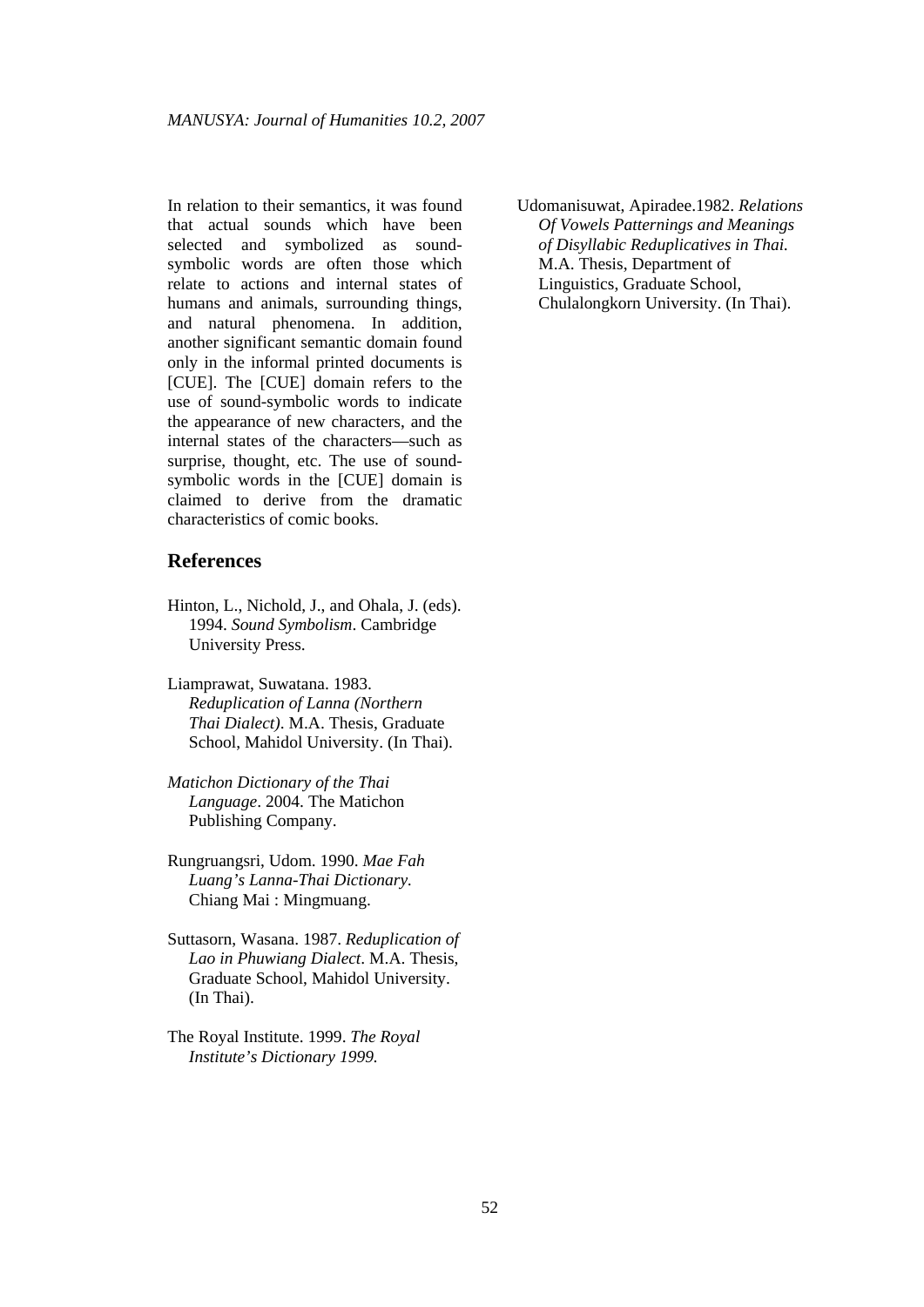In relation to their semantics, it was found that actual sounds which have been selected and symbolized as sound-symbolic words are often those which relate to actions and internal states of humans and animals, surrounding things, and natural phenomena. In addition, another significant semantic domain found only in the informal printed documents is [CUE]. The [CUE] domain refers to the use of sound-symbolic words to indicate the appearance of new characters, and the internal states of the characters—such as surprise, thought, etc. The use of sound-symbolic words in the [CUE] domain is claimed to derive from the dramatic characteristics of comic books.

## References

Hinton, L., Nichold, J., and Ohala, J. (eds). 1994. *Sound Symbolism*. Cambridge University Press.

Liamprawat, Suwatana. 1983. *Reduplication of Lanna (Northern Thai Dialect)*. M.A. Thesis, Graduate School, Mahidol University. (In Thai).

*Matichon Dictionary of the Thai Language*. 2004. The Matichon Publishing Company.

Rungruangsri, Udom. 1990. *Mae Fah Luang's Lanna-Thai Dictionary*. Chiang Mai : Mingmuang.

Suttasorn, Wasana. 1987. *Reduplication of Lao in Phuwiang Dialect*. M.A. Thesis, Graduate School, Mahidol University. (In Thai).

The Royal Institute. 1999. *The Royal Institute's Dictionary 1999.*

Udomanisuwat, Apiradee.1982. *Relations Of Vowels Patternings and Meanings of Disyllabic Reduplicatives in Thai.* M.A. Thesis, Department of Linguistics, Graduate School, Chulalongkorn University. (In Thai).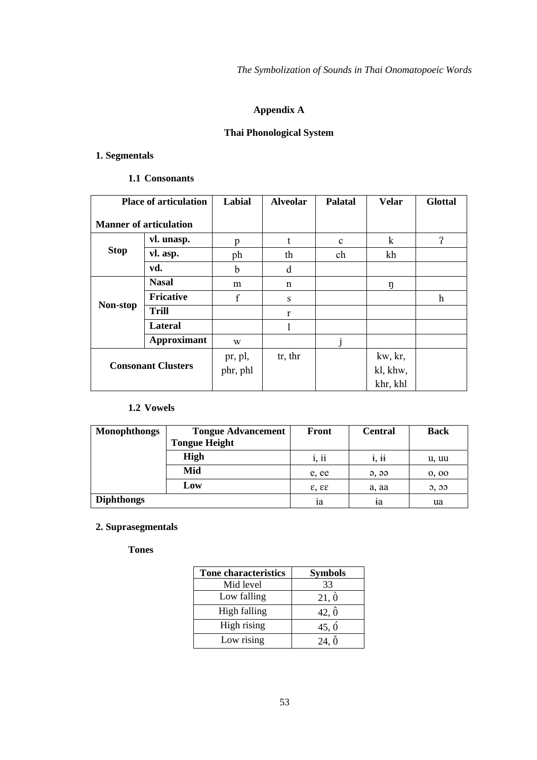# Appendix A

## Thai Phonological System

### 1. Segmentals

#### 1.1 Consonants

| Manner of articulation \ Place of articulation | | Labial | Alveolar | Palatal | Velar | Glottal |
|---|---|---|---|---|---|---|
| **Stop** | **vl. unasp.** | p | t | c | k | ʔ |
| | **vl. asp.** | ph | th | ch | kh | |
| | **vd.** | b | d | | | |
| **Non-stop** | **Nasal** | m | n | | ŋ | |
| | **Fricative** | f | s | | | h |
| | **Trill** | | r | | | |
| | **Lateral** | | l | | | |
| | **Approximant** | w | | j | | |
| **Consonant Clusters** | | pr, pl, phr, phl | tr, thr | | kw, kr, kl, khw, khr, khl | |

#### 1.2 Vowels

| Monophthongs | Tongue Advancement / Tongue Height | Front | Central | Back |
|---|---|---|---|---|
| | **High** | i, ii | ɨ, ɨɨ | u, uu |
| | **Mid** | e, ee | ə, əə | o, oo |
| | **Low** | ɛ, ɛɛ | a, aa | ɔ, ɔɔ |
| **Diphthongs** | | ia | ɨa | ua |

### 2. Suprasegmentals

**Tones**

| Tone characteristics | Symbols |
|---|---|
| Mid level | 33 |
| Low falling | 21, ȍ |
| High falling | 42, ô |
| High rising | 45, ó |
| Low rising | 24, ǒ |